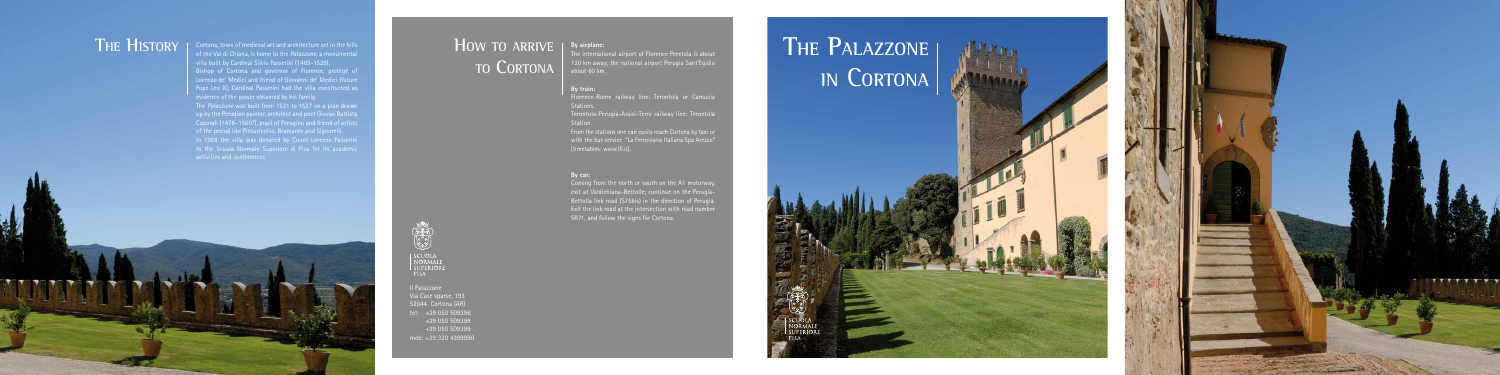# The History

Cortona, town of medieval art and architecture set in the hills of the Val di Chiana, is home to the Palazzone, a monumental villa built by Cardinal Silvio Passerini (1469–1529).

Bishop of Cortona and governor of Florence, protégé of Lorenzo de' Medici and friend of Giovanni de' Medici (future Pope Leo X), Cardinal Passerini had the villa constructed as evidence of the power obtained by his family.

The Palazzone was built from 1521 to 1527 on a plan drawn up by the Perugian painter, architect and poet Giovan Battista Caporali (1476–1560?), pupil of Perugino and friend of artists of the period like Pinturicchio, Bramante and Signorelli.

In 1968 the villa was donated by Count Lorenzo Passerini to the Scuola Normale Superiore di Pisa for its academic activities and conferences.

# How to arrive to Cortona

**By airplane:**

The international airport of Florence Peretola is about 120 km away; the national airport Perugia Sant'Egidio about 60 km.

**By train:**

Florence-Rome railway line: Terontola or Camucia Stations.

Terontola-Perugia-Assisi-Terni railway line: Terontola Station.

From the stations one can easily reach Cortona by taxi or with the bus service "La Ferroviaria Italiana Spa Arezzo" (timetables: www.lfi.it).

**By car:**

Coming from the north or south on the A1 motorway, exit at Valdichiana-Bettolle; continue on the Perugia-Bettolle link road (S75bis) in the direction of Perugia. Exit the link road at the intersection with road number SR71, and follow the signs for Cortona.

Scuola Normale Superiore Pisa

Il Palazzone
Via Case sparse, 193
52044 Cortona (AR)
tel: +39 050 509396
+39 050 509398
+39 050 509399
mob: +39 320 4399990

# The Palazzone in Cortona

Scuola Normale Superiore Pisa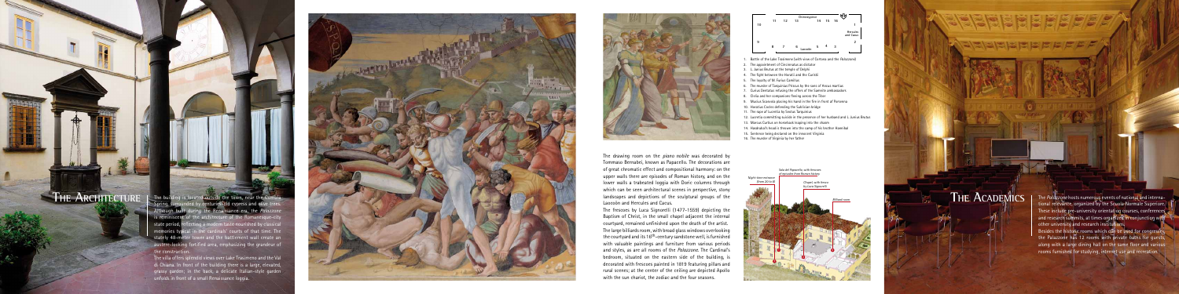# The Architecture

The building is located outside the town, near the Cumula Spring, surrounded by centuries-old cypress and olive trees. Although built during the Renaissance era, the *Palazzone* is reminiscent of the architecture of the Romanesque-city state period, reflecting a modern taste nourished by classical memories typical in the cardinals' courts of that time. The stately 48-meter tower and the battlement wall create an austere-looking fortified area, emphasizing the grandeur of the construction.

The villa offers splendid views over Lake Trasimeno and the Val di Chiana. In front of the building there is a large, elevated, grassy garden; in the back, a delicate Italian-style garden unfolds in front of a small Renaissance loggia.

The drawing room on the *piano nobile* was decorated by Tommaso Bernabei, known as Papacello. The decorations are of great chromatic effect and compositional harmony: on the upper walls there are episodes of Roman history, and on the lower walls a trabeated loggia with Doric columns through which can be seen architectural scenes in perspective, stony landscapes and depictions of the sculptural groups of the Laocoön and Hercules and Cacus.

The frescoes by Luca Signorelli (1477-1559) depicting the Baptism of Christ, in the small chapel adjacent the internal courtyard, remained unfinished upon the death of the artist. The large billiards room, with broad glass windows overlooking the courtyard and its 16[th]-century sandstone well, is furnished with valuable paintings and furniture from various periods and styles, as are all rooms of the *Palazzone*. The Cardinal's bedroom, situated on the eastern side of the building, is decorated with frescoes painted in 1819 featuring pillars and rural scenes; at the center of the ceiling are depicted Apollo with the sun chariot, the zodiac and the four seasons.

Cinnamyzoor
Hercules and Cacus
Laocoön

1. Battle of the Lake Trasimeno (with view of Cortona and the Palazzone)
2. The appointment of Cincinnatus as dictator
3. L. Junius Brutus at the temple of Delphi
4. The fight between the Horatii and the Curiatii
5. The loyalty of M. Furius Camillus
6. The murder of Tarquinius Priscus by the sons of Ancus martius
7. Curius Dentatus refusing the offers of the Samnite ambassadors
8. Clelia and her companions fleeing across the Tiber
9. Mucius Scaevola placing his hand in the fire in front of Porsenna
10. Horatius Cocles defending the Sublician bridge
11. The rape of Lucretia by Sextus Tarquinius
12. Lucretia committing suicide in the presence of her husband and L. Junius Brutus
13. Marcus Curtius on horseback leaping into the chasm
14. Hasdrubal's head is thrown into the camp of his brother Hannibal
15. Sentence being declared on the innocent Virginia
16. The murder of Virginia by her father

Sala del Papacello with frescoes of episodes from Roman history
Night (mermaid room) (from 2nd to 4)
Chapel with frescos by Luca Signorelli
Billiard room

# The Academics

The *Palazzone* hosts numerous events of national and international relevance, organized by the Scuola Normale Superiore. These include pre-university orientation courses, conferences and research summits, at times organized in conjunction with other university and research institutions.

Besides the historic rooms which can be used for congresses, the Palazzone has 12 rooms with private baths for guests, along with a large dining hall on the same floor and various rooms furnished for studying, internet use and recreation.